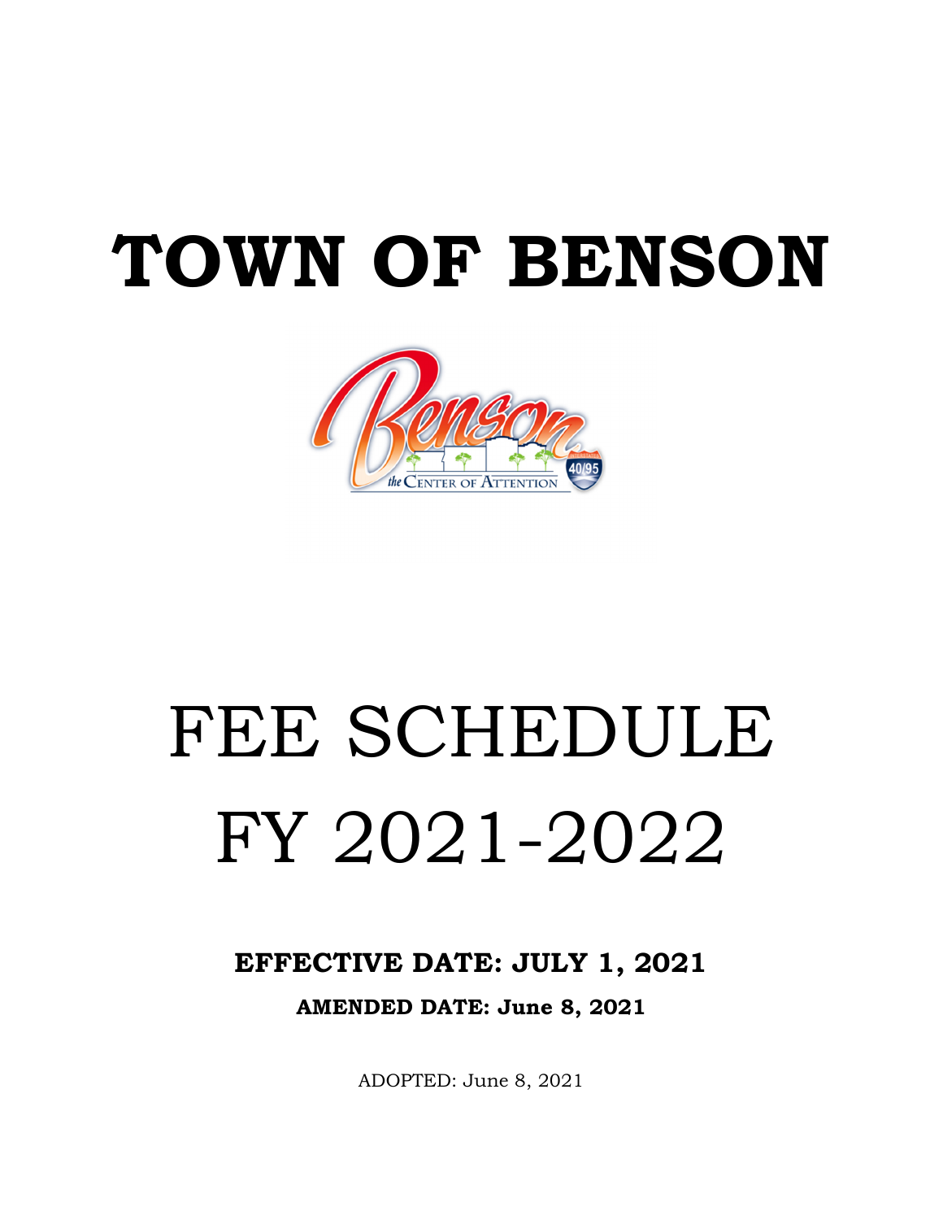# TOWN OF BENSON

# FEE SCHEDULE FY 2021-2022

**EFFECTIVE DATE: JULY 1, 2021**

**AMENDED DATE: June 8, 2021**

ADOPTED: June 8, 2021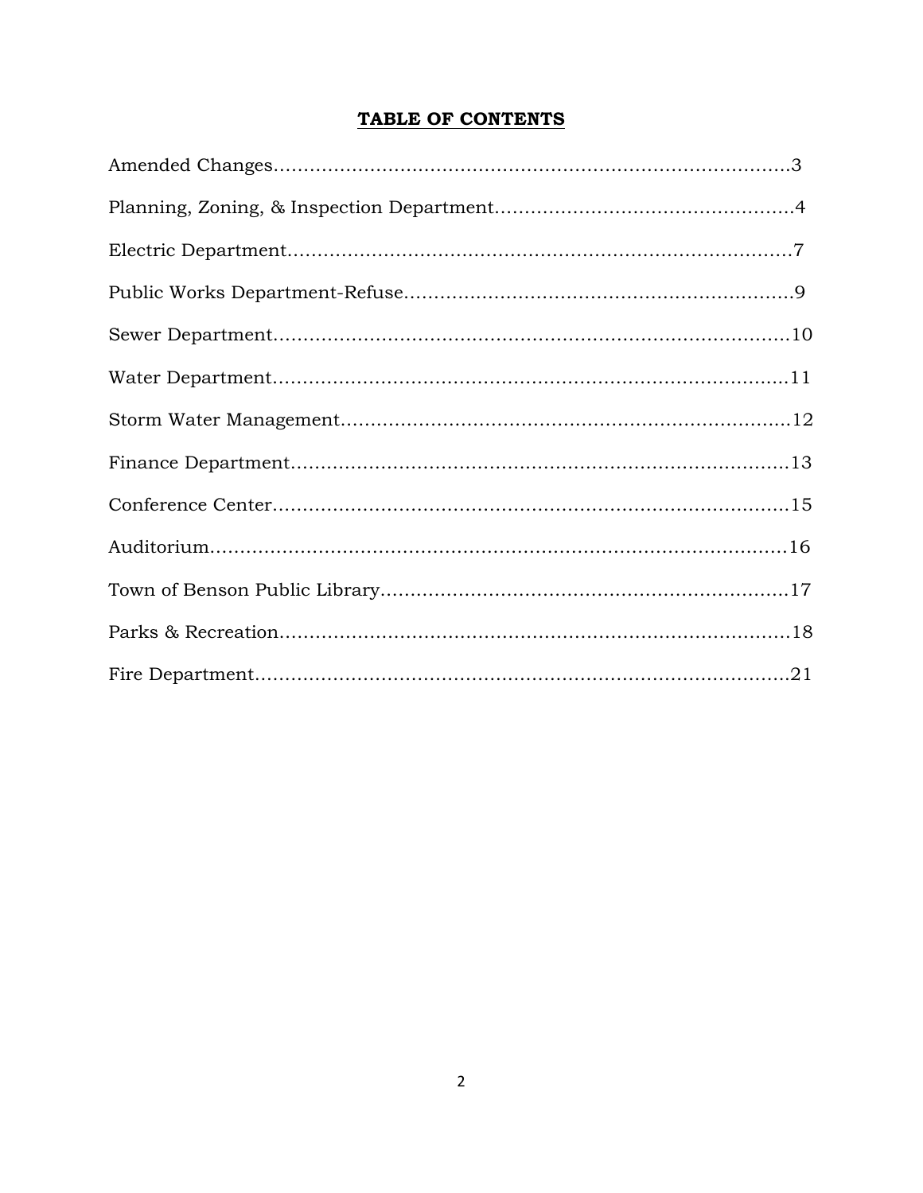# TABLE OF CONTENTS

Amended Changes……………………………………………………………………….3

Planning, Zoning, & Inspection Department………………………………………….4

Electric Department……………………………………………………………………7

Public Works Department-Refuse……………………………………………………9

Sewer Department……………………………………………………………………10

Water Department……………………………………………………………………11

Storm Water Management…………………………………………………………12

Finance Department…………………………………………………………………13

Conference Center……………………………………………………………………15

Auditorium……………………………………………………………………………16

Town of Benson Public Library……………………………………………………17

Parks & Recreation…………………………………………………………………18

Fire Department………………………………………………………………………21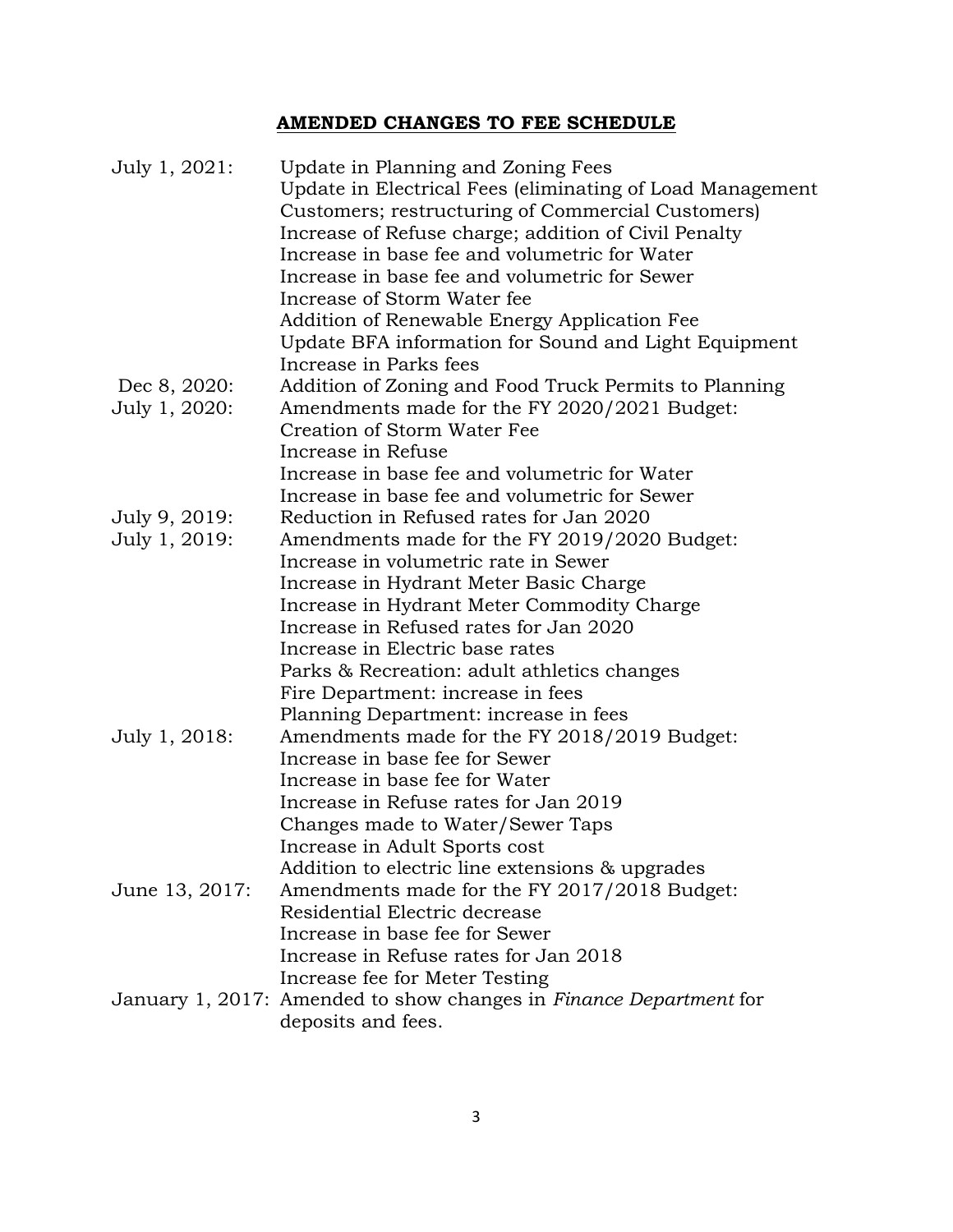## AMENDED CHANGES TO FEE SCHEDULE

| | |
|---|---|
| July 1, 2021: | Update in Planning and Zoning Fees |
| | Update in Electrical Fees (eliminating of Load Management Customers; restructuring of Commercial Customers) |
| | Increase of Refuse charge; addition of Civil Penalty |
| | Increase in base fee and volumetric for Water |
| | Increase in base fee and volumetric for Sewer |
| | Increase of Storm Water fee |
| | Addition of Renewable Energy Application Fee |
| | Update BFA information for Sound and Light Equipment |
| | Increase in Parks fees |
| Dec 8, 2020: | Addition of Zoning and Food Truck Permits to Planning |
| July 1, 2020: | Amendments made for the FY 2020/2021 Budget: |
| | Creation of Storm Water Fee |
| | Increase in Refuse |
| | Increase in base fee and volumetric for Water |
| | Increase in base fee and volumetric for Sewer |
| July 9, 2019: | Reduction in Refused rates for Jan 2020 |
| July 1, 2019: | Amendments made for the FY 2019/2020 Budget: |
| | Increase in volumetric rate in Sewer |
| | Increase in Hydrant Meter Basic Charge |
| | Increase in Hydrant Meter Commodity Charge |
| | Increase in Refused rates for Jan 2020 |
| | Increase in Electric base rates |
| | Parks & Recreation: adult athletics changes |
| | Fire Department: increase in fees |
| | Planning Department: increase in fees |
| July 1, 2018: | Amendments made for the FY 2018/2019 Budget: |
| | Increase in base fee for Sewer |
| | Increase in base fee for Water |
| | Increase in Refuse rates for Jan 2019 |
| | Changes made to Water/Sewer Taps |
| | Increase in Adult Sports cost |
| | Addition to electric line extensions & upgrades |
| June 13, 2017: | Amendments made for the FY 2017/2018 Budget: |
| | Residential Electric decrease |
| | Increase in base fee for Sewer |
| | Increase in Refuse rates for Jan 2018 |
| | Increase fee for Meter Testing |
| January 1, 2017: | Amended to show changes in *Finance Department* for deposits and fees. |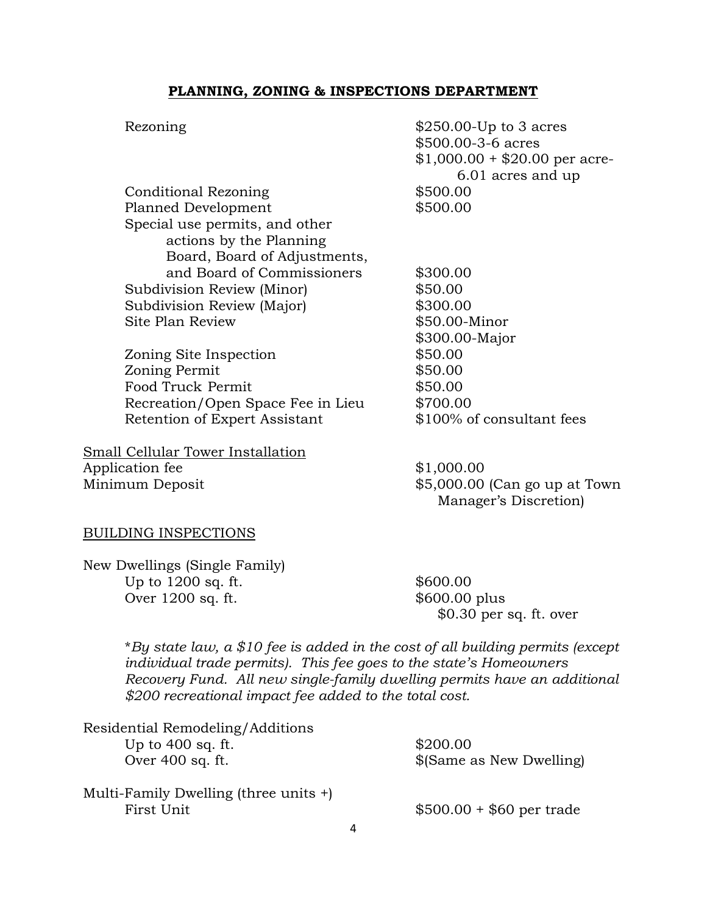## PLANNING, ZONING & INSPECTIONS DEPARTMENT

| | |
|---|---|
| Rezoning | \$250.00-Up to 3 acres<br>\$500.00-3-6 acres<br>\$1,000.00 + \$20.00 per acre-6.01 acres and up |
| Conditional Rezoning | \$500.00 |
| Planned Development | \$500.00 |
| Special use permits, and other actions by the Planning Board, Board of Adjustments, and Board of Commissioners | \$300.00 |
| Subdivision Review (Minor) | \$50.00 |
| Subdivision Review (Major) | \$300.00 |
| Site Plan Review | \$50.00-Minor<br>\$300.00-Major |
| Zoning Site Inspection | \$50.00 |
| Zoning Permit | \$50.00 |
| Food Truck Permit | \$50.00 |
| Recreation/Open Space Fee in Lieu | \$700.00 |
| Retention of Expert Assistant | \$100% of consultant fees |

<u>Small Cellular Tower Installation</u>

| | |
|---|---|
| Application fee | \$1,000.00 |
| Minimum Deposit | \$5,000.00 (Can go up at Town Manager's Discretion) |

<u>BUILDING INSPECTIONS</u>

New Dwellings (Single Family)

| | |
|---|---|
| Up to 1200 sq. ft. | \$600.00 |
| Over 1200 sq. ft. | \$600.00 plus \$0.30 per sq. ft. over |

*\*By state law, a \$10 fee is added in the cost of all building permits (except individual trade permits). This fee goes to the state's Homeowners Recovery Fund. All new single-family dwelling permits have an additional \$200 recreational impact fee added to the total cost.*

Residential Remodeling/Additions

| | |
|---|---|
| Up to 400 sq. ft. | \$200.00 |
| Over 400 sq. ft. | \$(Same as New Dwelling) |

Multi-Family Dwelling (three units +)

| | |
|---|---|
| First Unit | \$500.00 + \$60 per trade |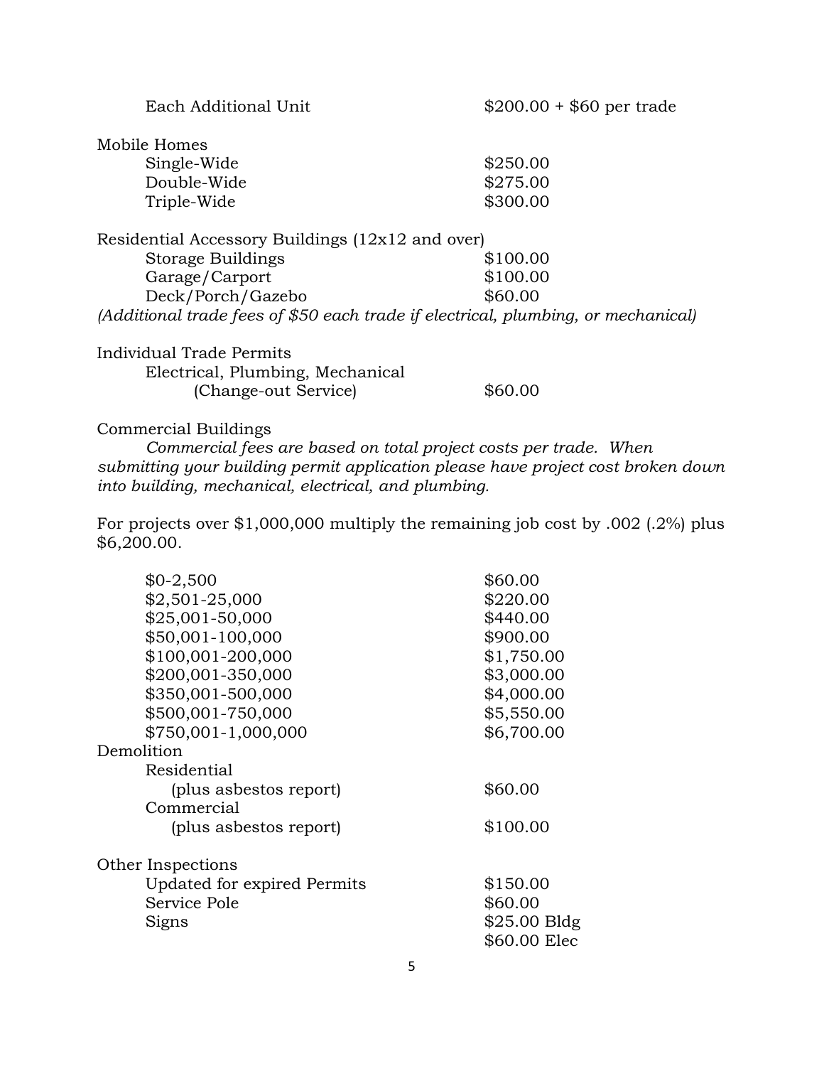| | |
|---|---|
| Each Additional Unit | $200.00 + $60 per trade |

Mobile Homes

| | |
|---|---|
| Single-Wide | $250.00 |
| Double-Wide | $275.00 |
| Triple-Wide | $300.00 |

Residential Accessory Buildings (12x12 and over)

| | |
|---|---|
| Storage Buildings | $100.00 |
| Garage/Carport | $100.00 |
| Deck/Porch/Gazebo | $60.00 |

*(Additional trade fees of $50 each trade if electrical, plumbing, or mechanical)*

Individual Trade Permits

| | |
|---|---|
| Electrical, Plumbing, Mechanical (Change-out Service) | $60.00 |

Commercial Buildings

*Commercial fees are based on total project costs per trade. When submitting your building permit application please have project cost broken down into building, mechanical, electrical, and plumbing.*

For projects over $1,000,000 multiply the remaining job cost by .002 (.2%) plus $6,200.00.

| | |
|---|---|
| $0-2,500 | $60.00 |
| $2,501-25,000 | $220.00 |
| $25,001-50,000 | $440.00 |
| $50,001-100,000 | $900.00 |
| $100,001-200,000 | $1,750.00 |
| $200,001-350,000 | $3,000.00 |
| $350,001-500,000 | $4,000.00 |
| $500,001-750,000 | $5,550.00 |
| $750,001-1,000,000 | $6,700.00 |

Demolition

| | |
|---|---|
| Residential (plus asbestos report) | $60.00 |
| Commercial (plus asbestos report) | $100.00 |

Other Inspections

| | |
|---|---|
| Updated for expired Permits | $150.00 |
| Service Pole | $60.00 |
| Signs | $25.00 Bldg<br>$60.00 Elec |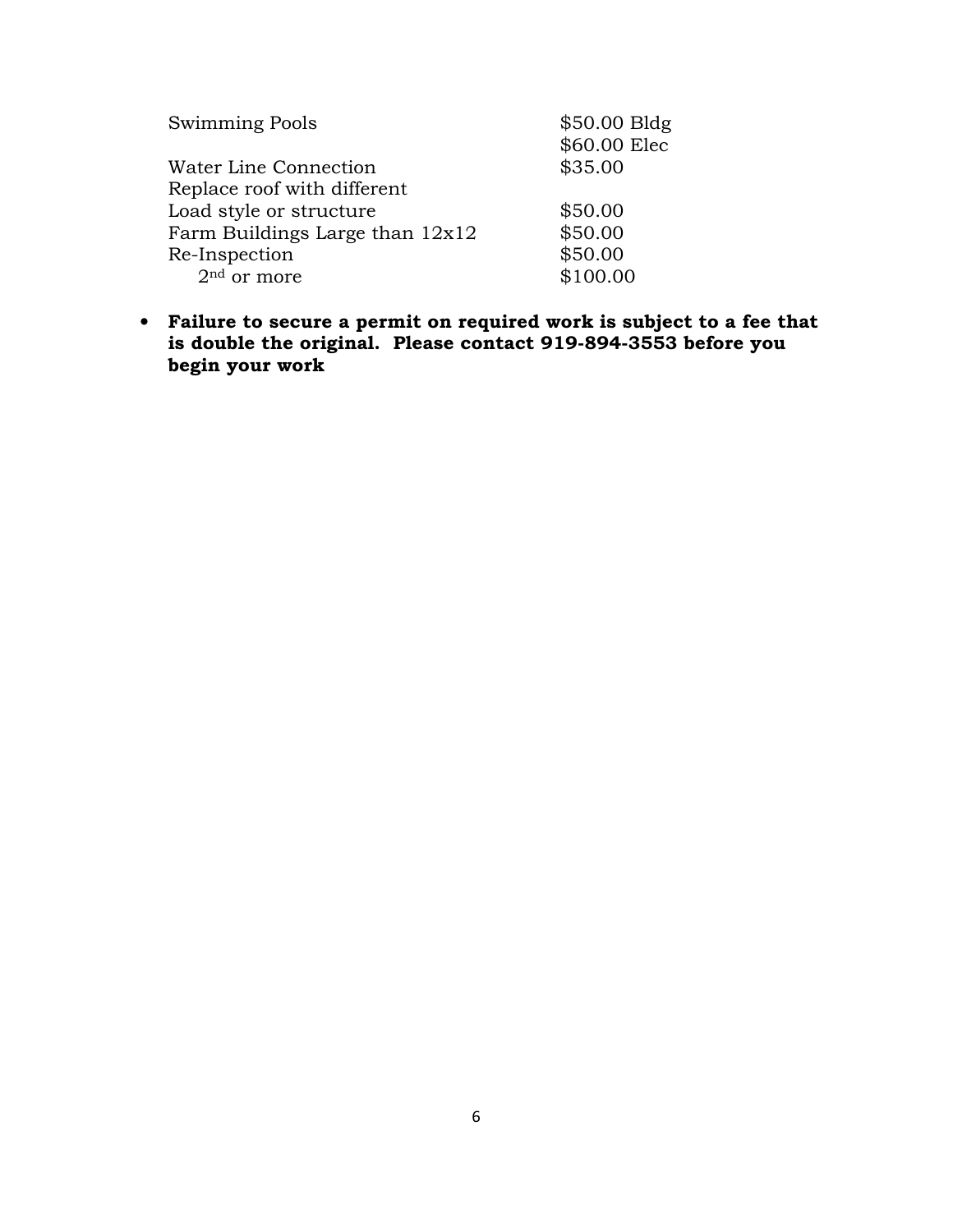| | |
|---|---|
| Swimming Pools | $50.00 Bldg |
| | $60.00 Elec |
| Water Line Connection | $35.00 |
| Replace roof with different | |
| Load style or structure | $50.00 |
| Farm Buildings Large than 12x12 | $50.00 |
| Re-Inspection | $50.00 |
| 2nd or more | $100.00 |

- **Failure to secure a permit on required work is subject to a fee that is double the original. Please contact 919-894-3553 before you begin your work**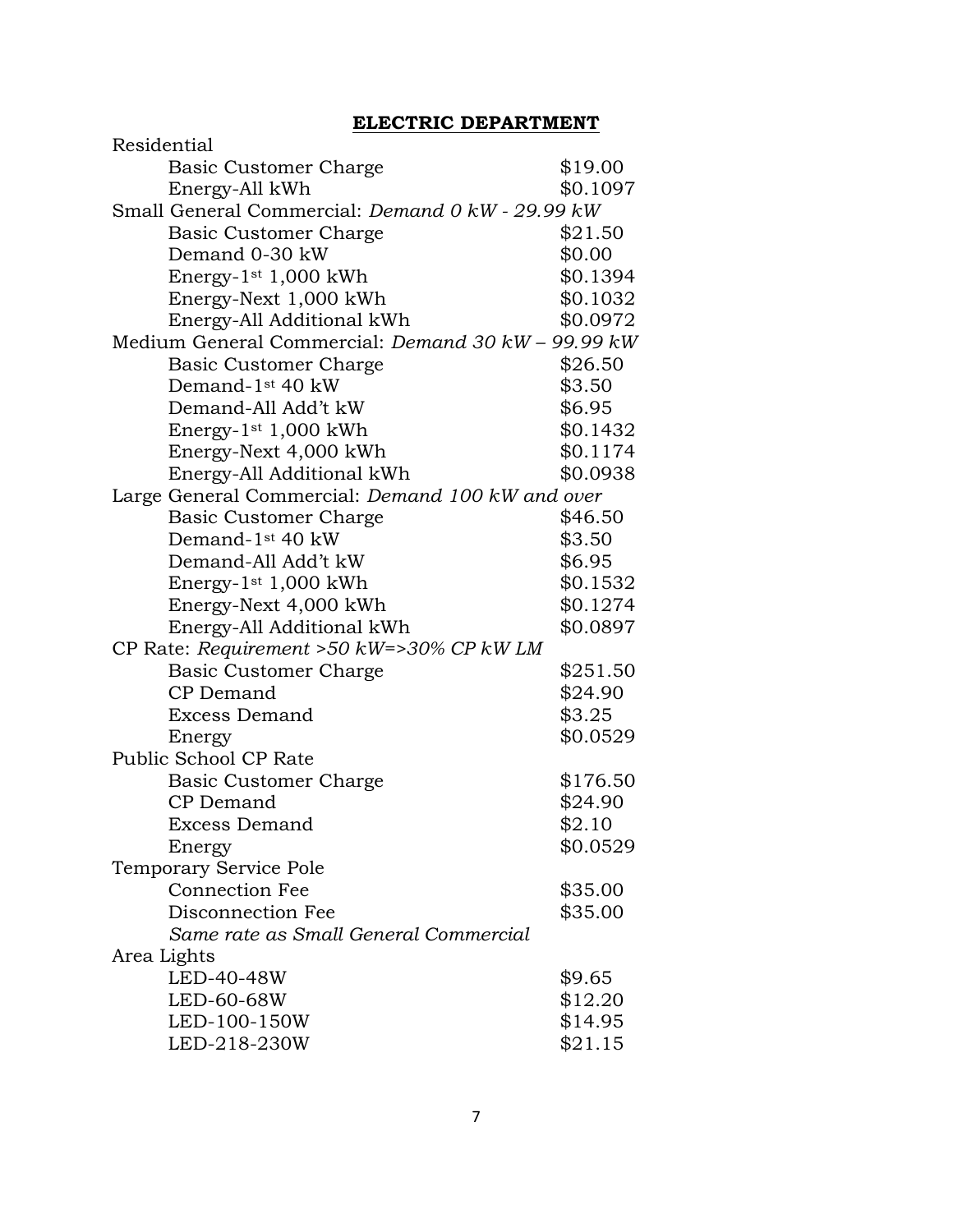## **ELECTRIC DEPARTMENT**

| | |
|---|---|
| Residential | |
| Basic Customer Charge | \$19.00 |
| Energy-All kWh | \$0.1097 |
| Small General Commercial: *Demand 0 kW - 29.99 kW* | |
| Basic Customer Charge | \$21.50 |
| Demand 0-30 kW | \$0.00 |
| Energy-1st 1,000 kWh | \$0.1394 |
| Energy-Next 1,000 kWh | \$0.1032 |
| Energy-All Additional kWh | \$0.0972 |
| Medium General Commercial: *Demand 30 kW – 99.99 kW* | |
| Basic Customer Charge | \$26.50 |
| Demand-1st 40 kW | \$3.50 |
| Demand-All Add't kW | \$6.95 |
| Energy-1st 1,000 kWh | \$0.1432 |
| Energy-Next 4,000 kWh | \$0.1174 |
| Energy-All Additional kWh | \$0.0938 |
| Large General Commercial: *Demand 100 kW and over* | |
| Basic Customer Charge | \$46.50 |
| Demand-1st 40 kW | \$3.50 |
| Demand-All Add't kW | \$6.95 |
| Energy-1st 1,000 kWh | \$0.1532 |
| Energy-Next 4,000 kWh | \$0.1274 |
| Energy-All Additional kWh | \$0.0897 |
| CP Rate: *Requirement >50 kW=>30% CP kW LM* | |
| Basic Customer Charge | \$251.50 |
| CP Demand | \$24.90 |
| Excess Demand | \$3.25 |
| Energy | \$0.0529 |
| Public School CP Rate | |
| Basic Customer Charge | \$176.50 |
| CP Demand | \$24.90 |
| Excess Demand | \$2.10 |
| Energy | \$0.0529 |
| Temporary Service Pole | |
| Connection Fee | \$35.00 |
| Disconnection Fee | \$35.00 |
| *Same rate as Small General Commercial* | |
| Area Lights | |
| LED-40-48W | \$9.65 |
| LED-60-68W | \$12.20 |
| LED-100-150W | \$14.95 |
| LED-218-230W | \$21.15 |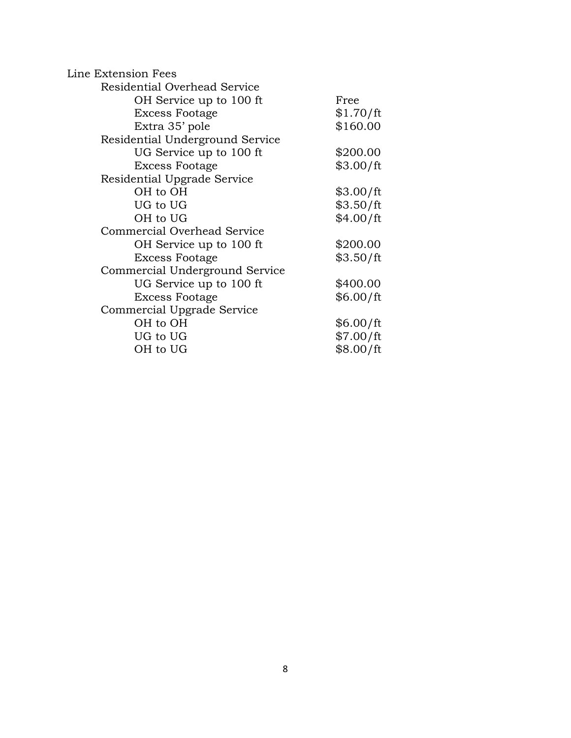Line Extension Fees

| | |
|---|---|
| Residential Overhead Service | |
| OH Service up to 100 ft | Free |
| Excess Footage | $1.70/ft |
| Extra 35' pole | $160.00 |
| Residential Underground Service | |
| UG Service up to 100 ft | $200.00 |
| Excess Footage | $3.00/ft |
| Residential Upgrade Service | |
| OH to OH | $3.00/ft |
| UG to UG | $3.50/ft |
| OH to UG | $4.00/ft |
| Commercial Overhead Service | |
| OH Service up to 100 ft | $200.00 |
| Excess Footage | $3.50/ft |
| Commercial Underground Service | |
| UG Service up to 100 ft | $400.00 |
| Excess Footage | $6.00/ft |
| Commercial Upgrade Service | |
| OH to OH | $6.00/ft |
| UG to UG | $7.00/ft |
| OH to UG | $8.00/ft |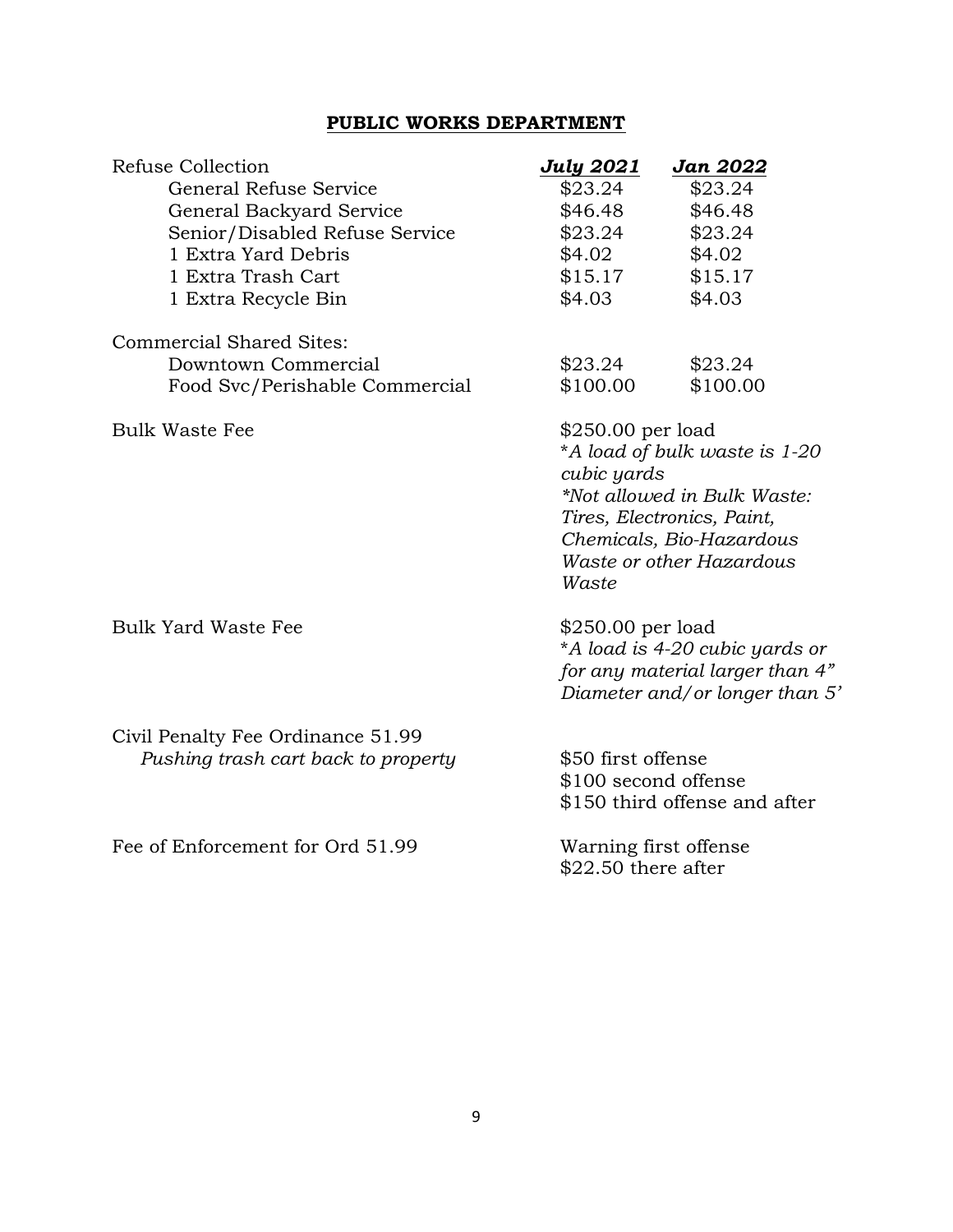## PUBLIC WORKS DEPARTMENT

| Refuse Collection | *July 2021* | *Jan 2022* |
|---|---|---|
| General Refuse Service | $23.24 | $23.24 |
| General Backyard Service | $46.48 | $46.48 |
| Senior/Disabled Refuse Service | $23.24 | $23.24 |
| 1 Extra Yard Debris | $4.02 | $4.02 |
| 1 Extra Trash Cart | $15.17 | $15.17 |
| 1 Extra Recycle Bin | $4.03 | $4.03 |
| Commercial Shared Sites: | | |
| Downtown Commercial | $23.24 | $23.24 |
| Food Svc/Perishable Commercial | $100.00 | $100.00 |

| | |
|---|---|
| Bulk Waste Fee | $250.00 per load<br>**A load of bulk waste is 1-20 cubic yards*<br>**Not allowed in Bulk Waste: Tires, Electronics, Paint, Chemicals, Bio-Hazardous Waste or other Hazardous Waste* |
| Bulk Yard Waste Fee | $250.00 per load<br>**A load is 4-20 cubic yards or for any material larger than 4" Diameter and/or longer than 5'* |
| Civil Penalty Fee Ordinance 51.99<br>*Pushing trash cart back to property* | $50 first offense<br>$100 second offense<br>$150 third offense and after |
| Fee of Enforcement for Ord 51.99 | Warning first offense<br>$22.50 there after |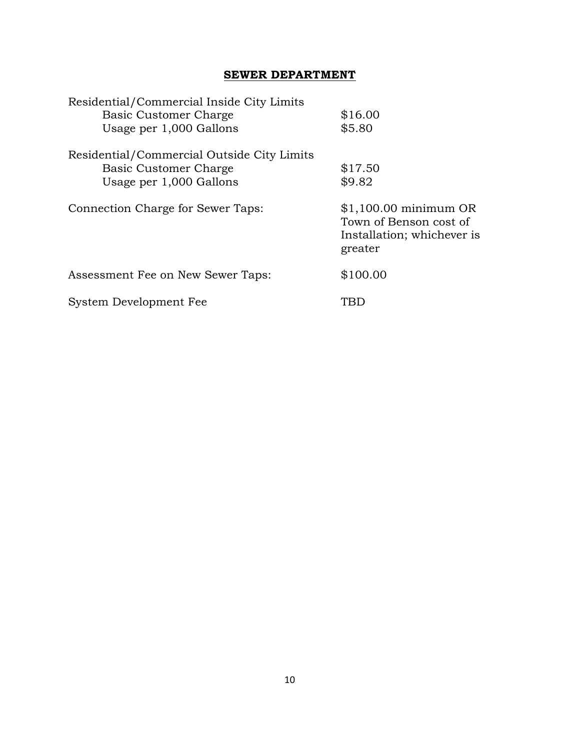## SEWER DEPARTMENT

| | |
|---|---|
| Residential/Commercial Inside City Limits | |
| Basic Customer Charge | $16.00 |
| Usage per 1,000 Gallons | $5.80 |
| Residential/Commercial Outside City Limits | |
| Basic Customer Charge | $17.50 |
| Usage per 1,000 Gallons | $9.82 |
| Connection Charge for Sewer Taps: | $1,100.00 minimum OR Town of Benson cost of Installation; whichever is greater |
| Assessment Fee on New Sewer Taps: | $100.00 |
| System Development Fee | TBD |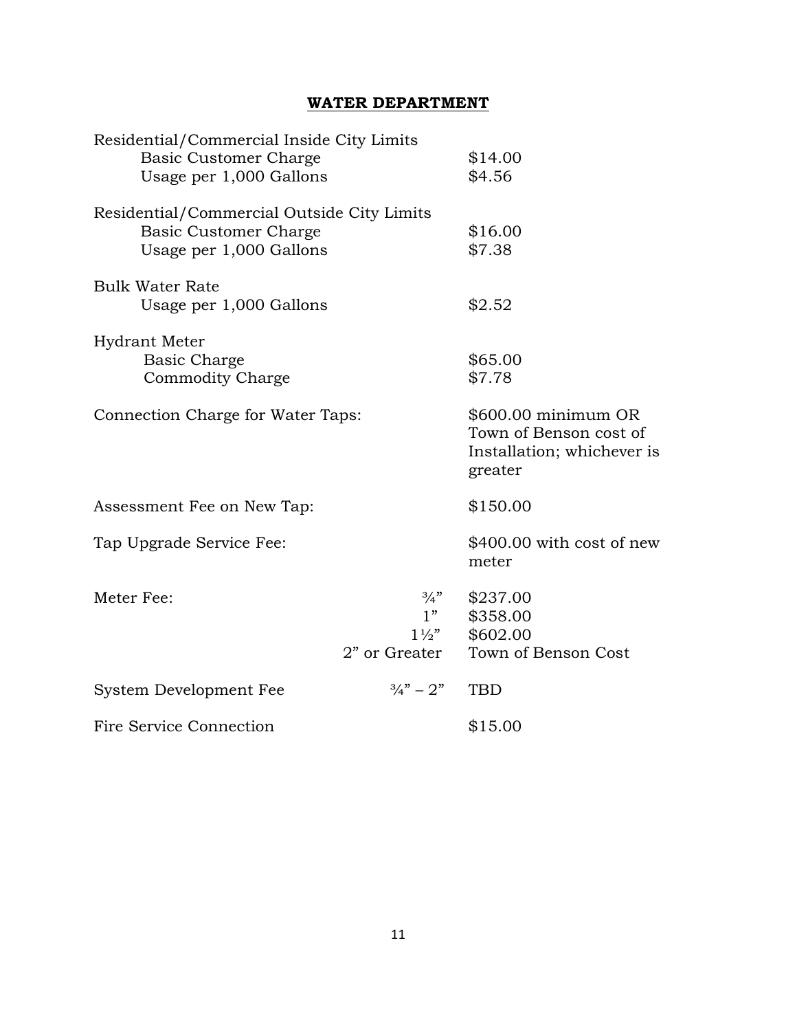## WATER DEPARTMENT

| | | |
|---|---|---|
| Residential/Commercial Inside City Limits | | |
| Basic Customer Charge | | $14.00 |
| Usage per 1,000 Gallons | | $4.56 |
| Residential/Commercial Outside City Limits | | |
| Basic Customer Charge | | $16.00 |
| Usage per 1,000 Gallons | | $7.38 |
| Bulk Water Rate | | |
| Usage per 1,000 Gallons | | $2.52 |
| Hydrant Meter | | |
| Basic Charge | | $65.00 |
| Commodity Charge | | $7.78 |
| Connection Charge for Water Taps: | | $600.00 minimum OR Town of Benson cost of Installation; whichever is greater |
| Assessment Fee on New Tap: | | $150.00 |
| Tap Upgrade Service Fee: | | $400.00 with cost of new meter |
| Meter Fee: | ¾" | $237.00 |
| | 1" | $358.00 |
| | 1½" | $602.00 |
| | 2" or Greater | Town of Benson Cost |
| System Development Fee | ¾" – 2" | TBD |
| Fire Service Connection | | $15.00 |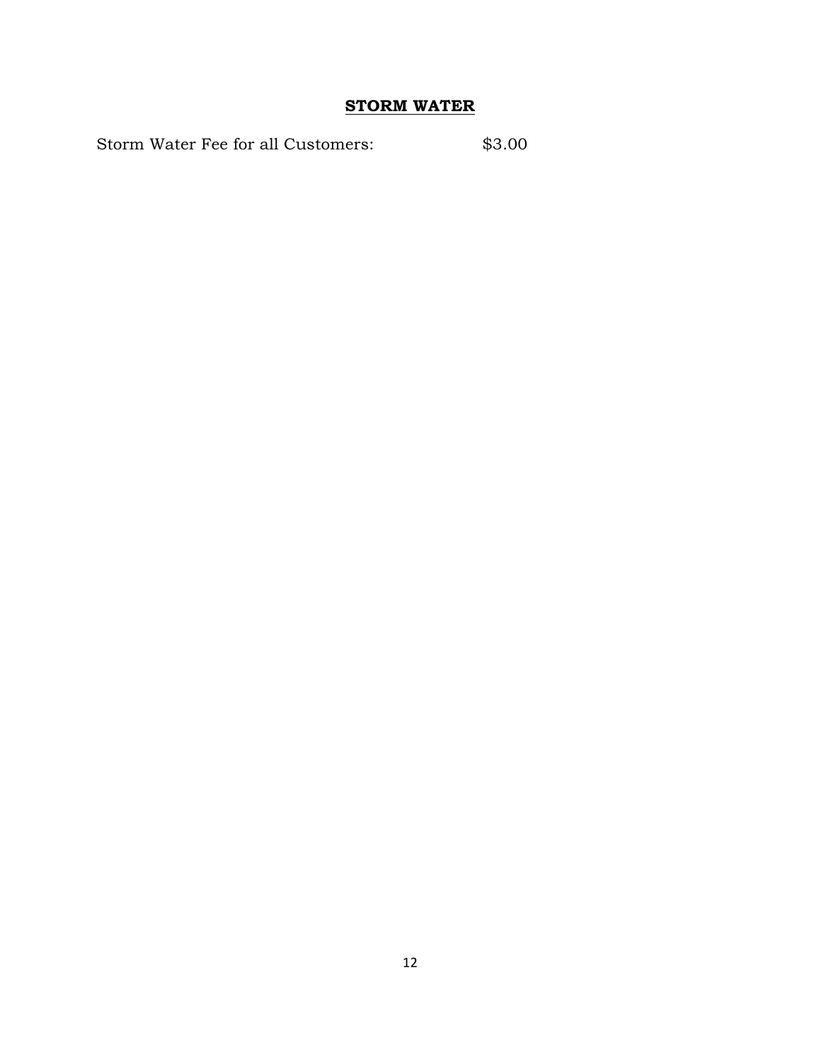## STORM WATER

Storm Water Fee for all Customers: $3.00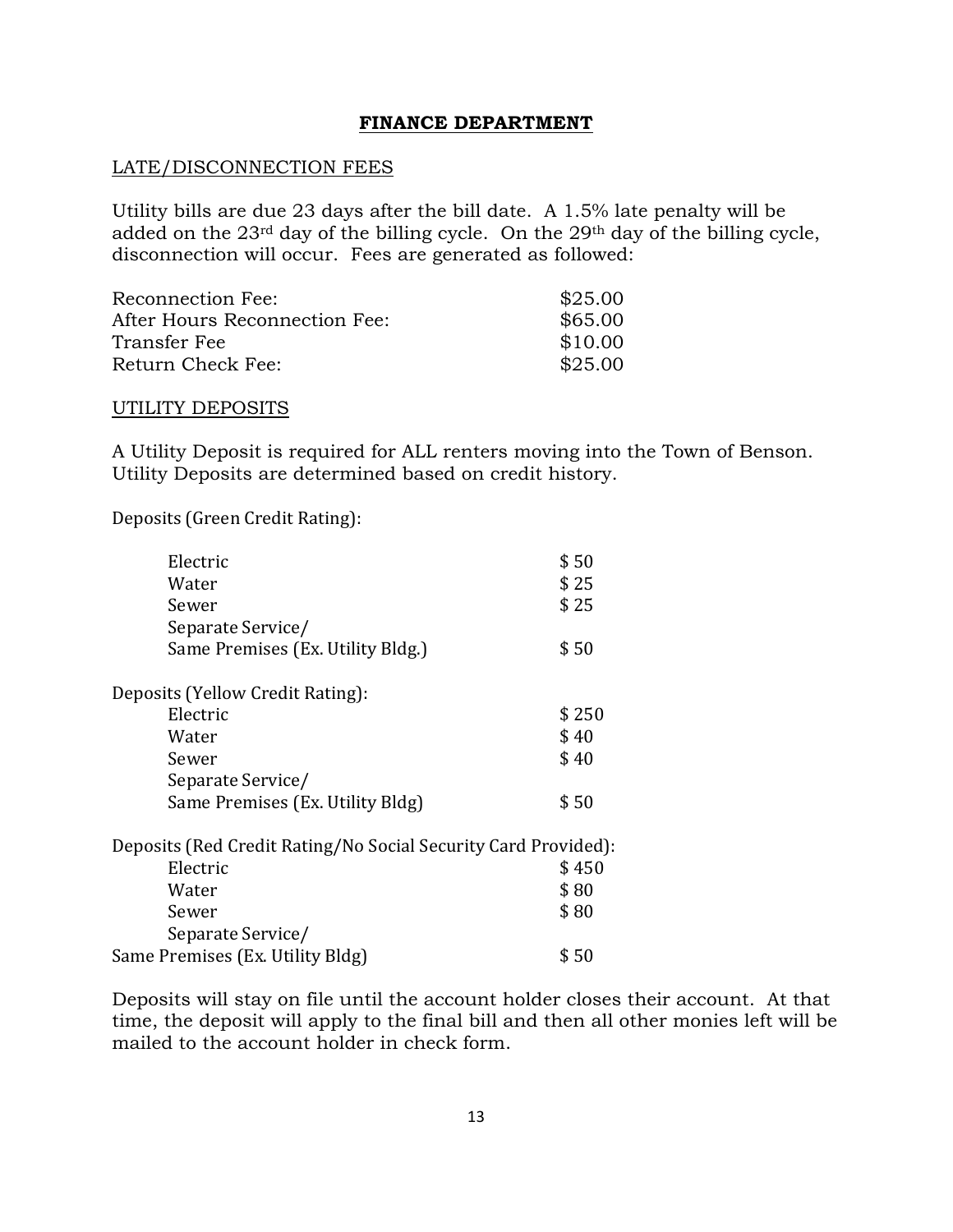# FINANCE DEPARTMENT

## LATE/DISCONNECTION FEES

Utility bills are due 23 days after the bill date. A 1.5% late penalty will be added on the 23rd day of the billing cycle. On the 29th day of the billing cycle, disconnection will occur. Fees are generated as followed:

| | |
|---|---|
| Reconnection Fee: | \$25.00 |
| After Hours Reconnection Fee: | \$65.00 |
| Transfer Fee | \$10.00 |
| Return Check Fee: | \$25.00 |

## UTILITY DEPOSITS

A Utility Deposit is required for ALL renters moving into the Town of Benson. Utility Deposits are determined based on credit history.

Deposits (Green Credit Rating):

| | |
|---|---|
| Electric | \$ 50 |
| Water | \$ 25 |
| Sewer | \$ 25 |
| Separate Service/ Same Premises (Ex. Utility Bldg.) | \$ 50 |

Deposits (Yellow Credit Rating):

| | |
|---|---|
| Electric | \$ 250 |
| Water | \$ 40 |
| Sewer | \$ 40 |
| Separate Service/ Same Premises (Ex. Utility Bldg) | \$ 50 |

Deposits (Red Credit Rating/No Social Security Card Provided):

| | |
|---|---|
| Electric | \$ 450 |
| Water | \$ 80 |
| Sewer | \$ 80 |
| Separate Service/ Same Premises (Ex. Utility Bldg) | \$ 50 |

Deposits will stay on file until the account holder closes their account. At that time, the deposit will apply to the final bill and then all other monies left will be mailed to the account holder in check form.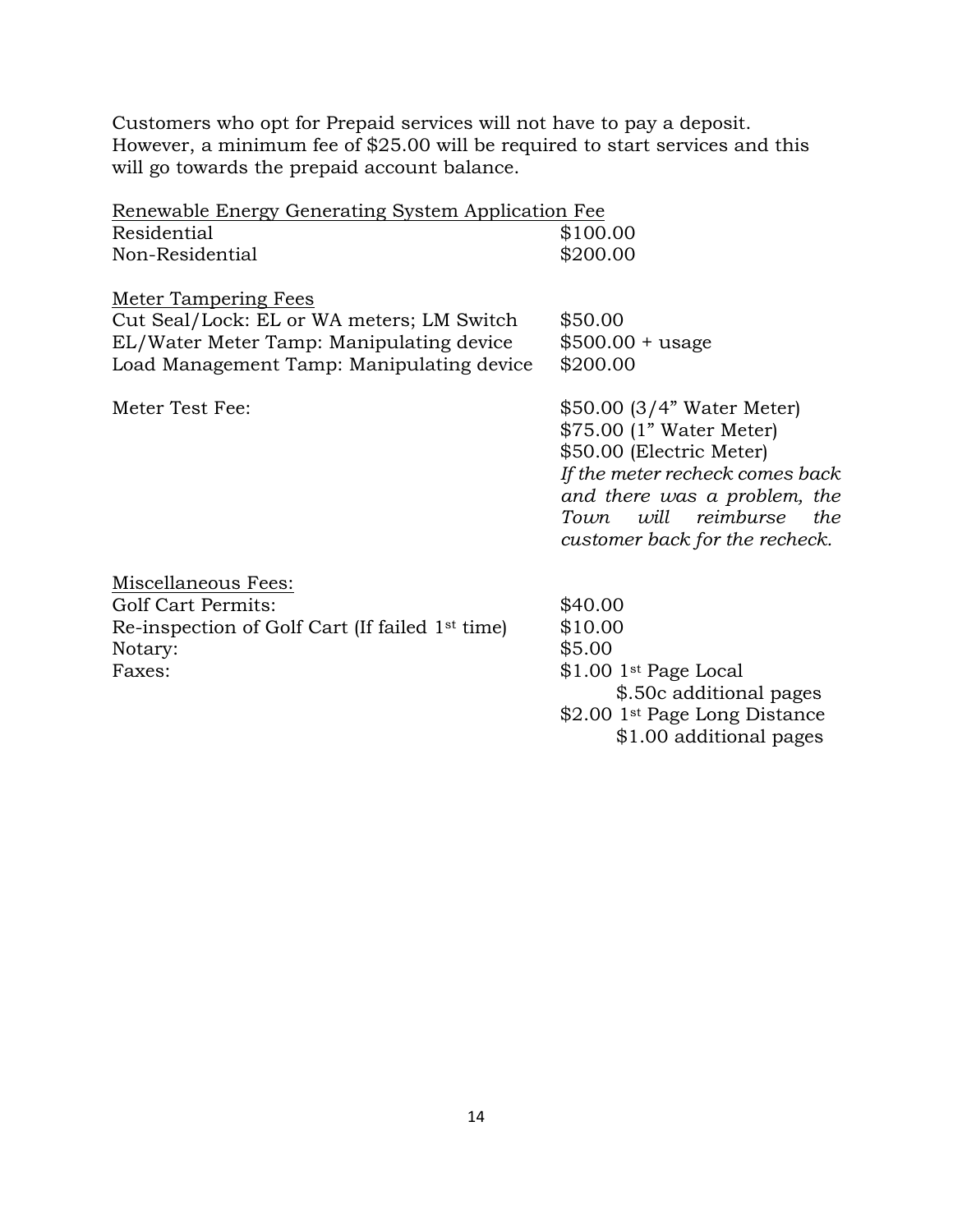Customers who opt for Prepaid services will not have to pay a deposit. However, a minimum fee of $25.00 will be required to start services and this will go towards the prepaid account balance.

<u>Renewable Energy Generating System Application Fee</u>

| | |
|---|---|
| Residential | $100.00 |
| Non-Residential | $200.00 |

<u>Meter Tampering Fees</u>

| | |
|---|---|
| Cut Seal/Lock: EL or WA meters; LM Switch | $50.00 |
| EL/Water Meter Tamp: Manipulating device | $500.00 + usage |
| Load Management Tamp: Manipulating device | $200.00 |

| | |
|---|---|
| Meter Test Fee: | $50.00 (3/4" Water Meter)<br>$75.00 (1" Water Meter)<br>$50.00 (Electric Meter)<br>*If the meter recheck comes back and there was a problem, the Town will reimburse the customer back for the recheck.* |

<u>Miscellaneous Fees:</u>

| | |
|---|---|
| Golf Cart Permits: | $40.00 |
| Re-inspection of Golf Cart (If failed 1st time) | $10.00 |
| Notary: | $5.00 |
| Faxes: | $1.00 1st Page Local<br>$.50c additional pages<br>$2.00 1st Page Long Distance<br>$1.00 additional pages |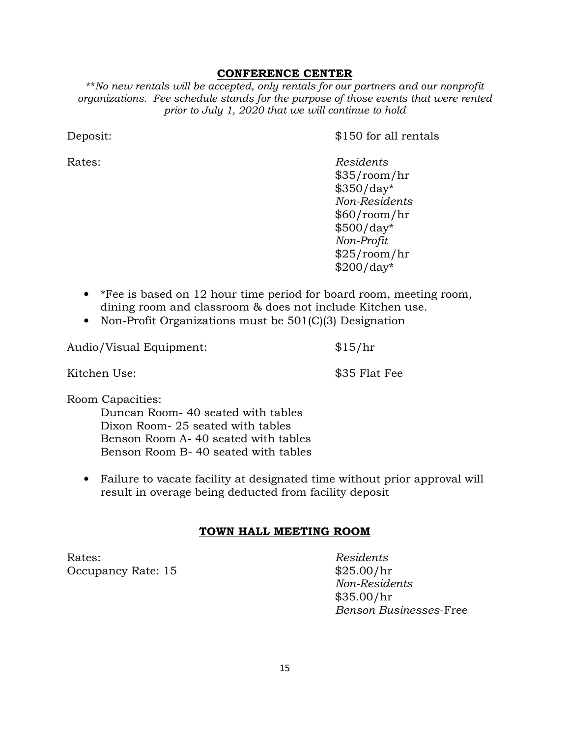## CONFERENCE CENTER

*\*\*No new rentals will be accepted, only rentals for our partners and our nonprofit organizations. Fee schedule stands for the purpose of those events that were rented prior to July 1, 2020 that we will continue to hold*

| | |
|---|---|
| Deposit: | $150 for all rentals |
| Rates: | *Residents*<br>$35/room/hr<br>$350/day*<br>*Non-Residents*<br>$60/room/hr<br>$500/day*<br>*Non-Profit*<br>$25/room/hr<br>$200/day* |

- *Fee is based on 12 hour time period for board room, meeting room, dining room and classroom & does not include Kitchen use.
- Non-Profit Organizations must be 501(C)(3) Designation

| | |
|---|---|
| Audio/Visual Equipment: | $15/hr |
| Kitchen Use: | $35 Flat Fee |

Room Capacities:

Duncan Room- 40 seated with tables
Dixon Room- 25 seated with tables
Benson Room A- 40 seated with tables
Benson Room B- 40 seated with tables

- Failure to vacate facility at designated time without prior approval will result in overage being deducted from facility deposit

## TOWN HALL MEETING ROOM

| | |
|---|---|
| Rates:<br>Occupancy Rate: 15 | *Residents*<br>$25.00/hr<br>*Non-Residents*<br>$35.00/hr<br>*Benson Businesses*-Free |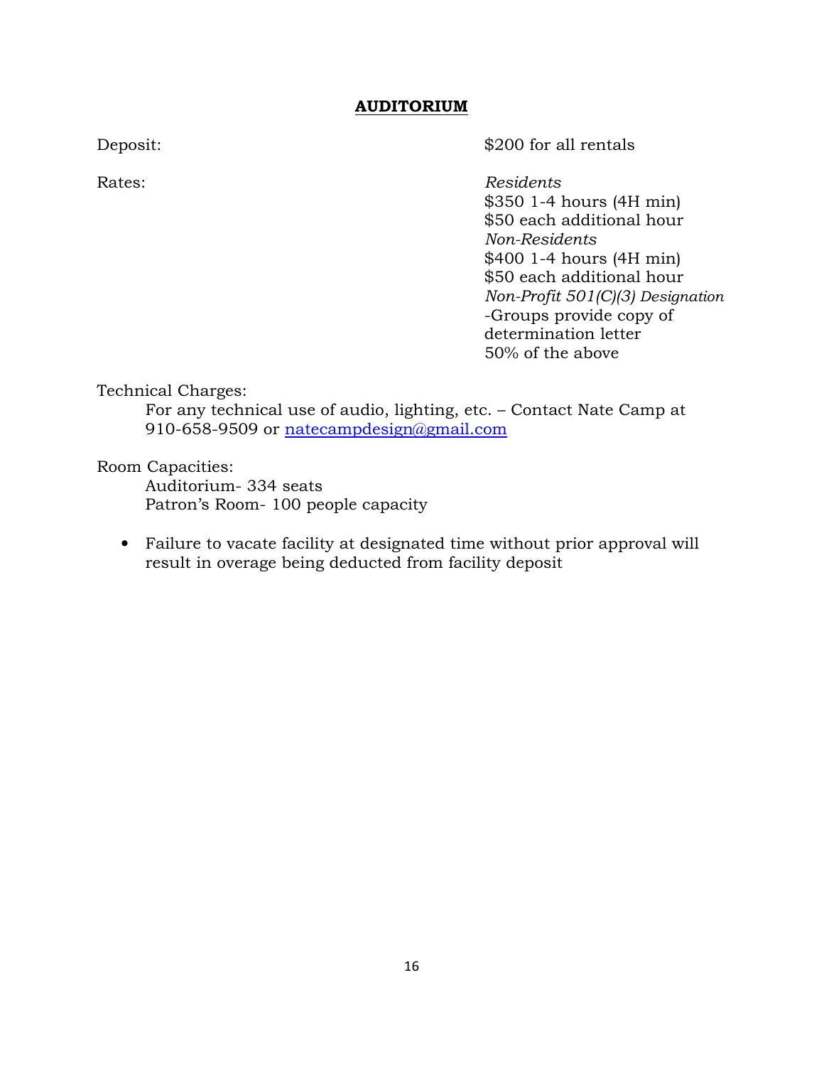## **AUDITORIUM**

Deposit: $200 for all rentals

Rates:

*Residents*
$350 1-4 hours (4H min)
$50 each additional hour

*Non-Residents*
$400 1-4 hours (4H min)
$50 each additional hour

*Non-Profit 501(C)(3) Designation*
-Groups provide copy of determination letter
50% of the above

Technical Charges:

For any technical use of audio, lighting, etc. – Contact Nate Camp at 910-658-9509 or natecampdesign@gmail.com

Room Capacities:

Auditorium- 334 seats
Patron's Room- 100 people capacity

- Failure to vacate facility at designated time without prior approval will result in overage being deducted from facility deposit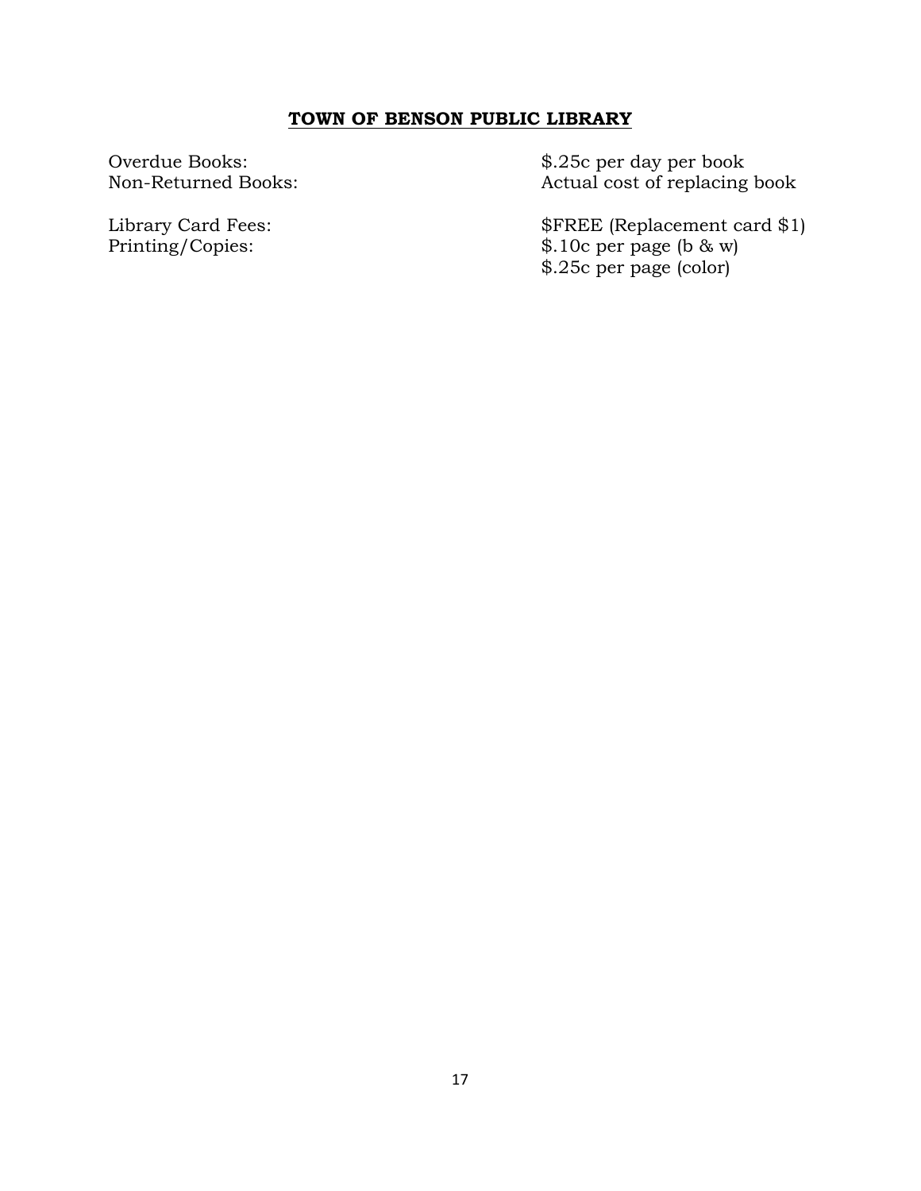# TOWN OF BENSON PUBLIC LIBRARY

| | |
|---|---|
| Overdue Books: | $.25c per day per book |
| Non-Returned Books: | Actual cost of replacing book |
| Library Card Fees: | $FREE (Replacement card $1) |
| Printing/Copies: | $.10c per page (b & w)<br>$.25c per page (color) |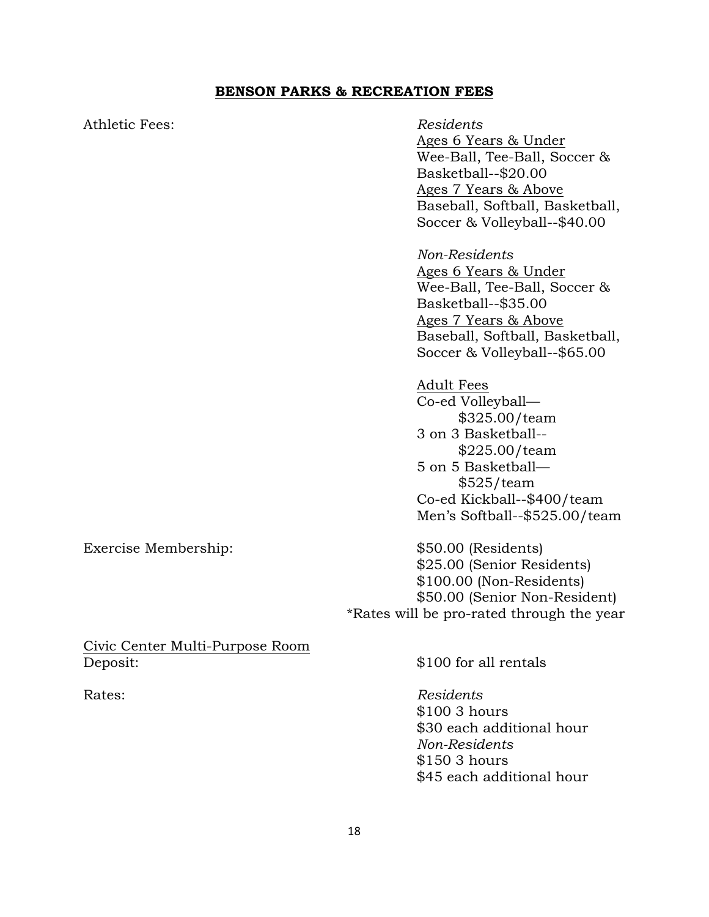# **BENSON PARKS & RECREATION FEES**

Athletic Fees:

*Residents*

Ages 6 Years & Under
Wee-Ball, Tee-Ball, Soccer & Basketball--$20.00

Ages 7 Years & Above
Baseball, Softball, Basketball, Soccer & Volleyball--$40.00

*Non-Residents*

Ages 6 Years & Under
Wee-Ball, Tee-Ball, Soccer & Basketball--$35.00

Ages 7 Years & Above
Baseball, Softball, Basketball, Soccer & Volleyball--$65.00

Adult Fees
Co-ed Volleyball—$325.00/team
3 on 3 Basketball--$225.00/team
5 on 5 Basketball—$525/team
Co-ed Kickball--$400/team
Men's Softball--$525.00/team

Exercise Membership:

$50.00 (Residents)
$25.00 (Senior Residents)
$100.00 (Non-Residents)
$50.00 (Senior Non-Resident)
*Rates will be pro-rated through the year

Civic Center Multi-Purpose Room

Deposit: $100 for all rentals

Rates:

*Residents*
$100 3 hours
$30 each additional hour

*Non-Residents*
$150 3 hours
$45 each additional hour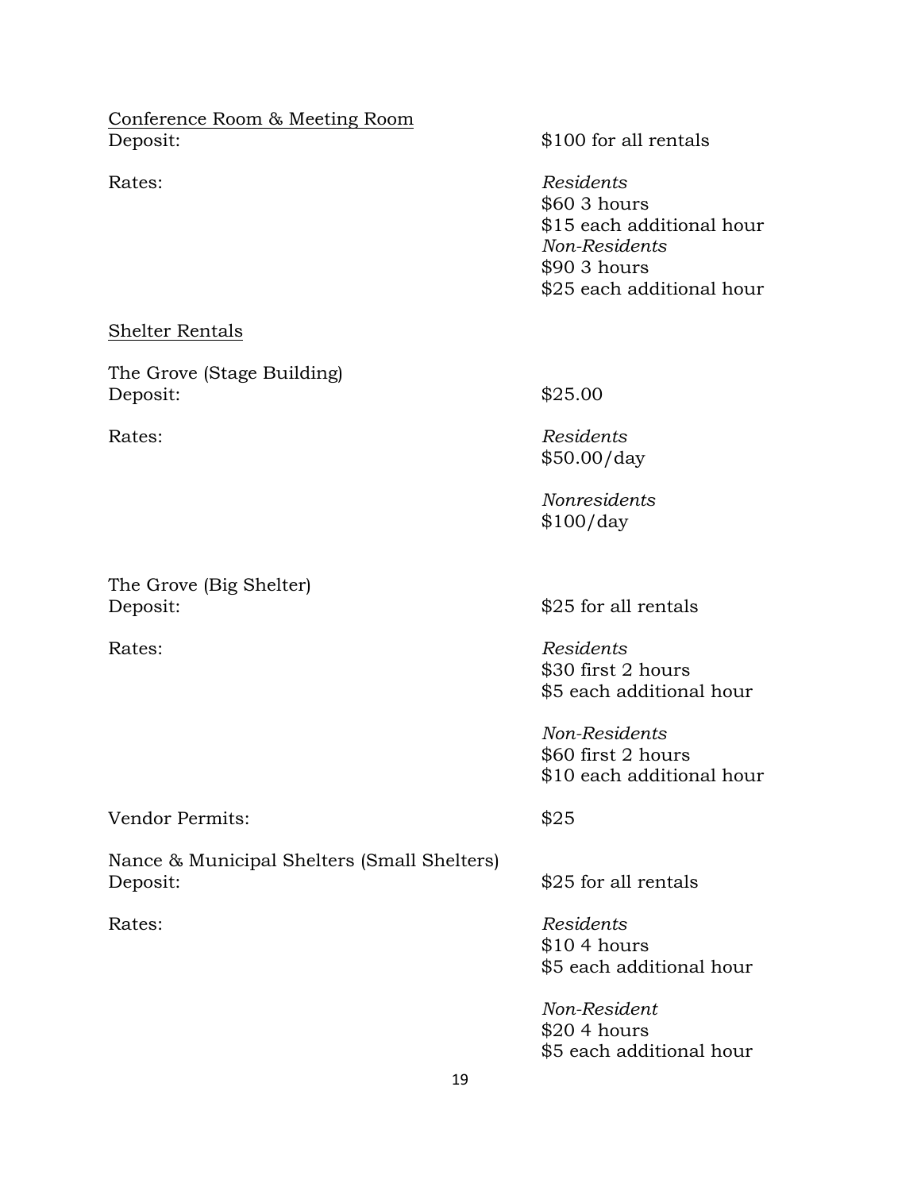<u>Conference Room & Meeting Room</u>

Deposit: $100 for all rentals

Rates:

*Residents*
$60 3 hours
$15 each additional hour

*Non-Residents*
$90 3 hours
$25 each additional hour

<u>Shelter Rentals</u>

The Grove (Stage Building)

Deposit: $25.00

Rates:

*Residents*
$50.00/day

*Nonresidents*
$100/day

The Grove (Big Shelter)

Deposit: $25 for all rentals

Rates:

*Residents*
$30 first 2 hours
$5 each additional hour

*Non-Residents*
$60 first 2 hours
$10 each additional hour

Vendor Permits: $25

Nance & Municipal Shelters (Small Shelters)

Deposit: $25 for all rentals

Rates:

*Residents*
$10 4 hours
$5 each additional hour

*Non-Resident*
$20 4 hours
$5 each additional hour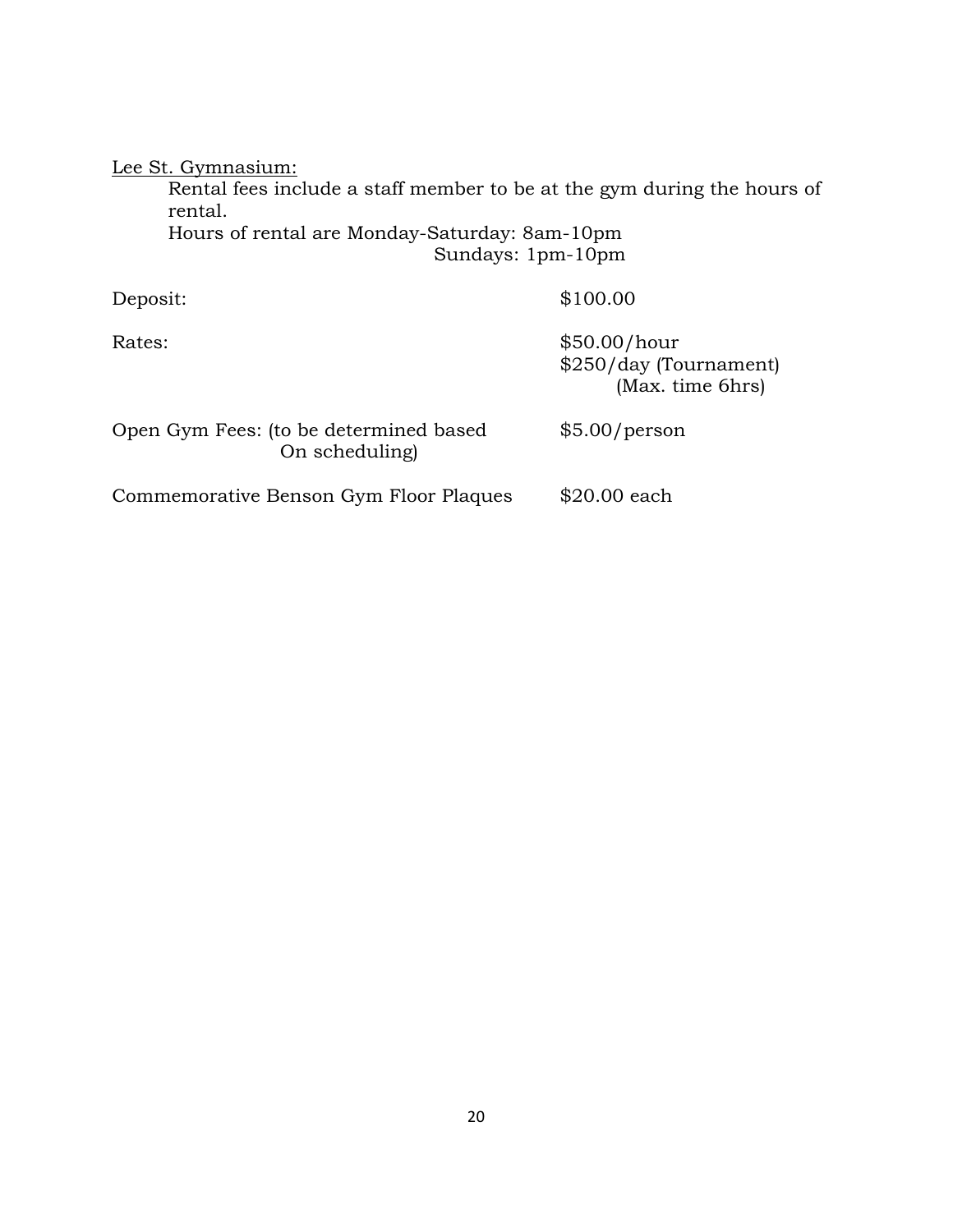Lee St. Gymnasium:

Rental fees include a staff member to be at the gym during the hours of rental.

Hours of rental are Monday-Saturday: 8am-10pm
Sundays: 1pm-10pm

| | |
|---|---|
| Deposit: | \$100.00 |
| Rates: | \$50.00/hour<br>\$250/day (Tournament)<br>(Max. time 6hrs) |
| Open Gym Fees: (to be determined based On scheduling) | \$5.00/person |
| Commemorative Benson Gym Floor Plaques | \$20.00 each |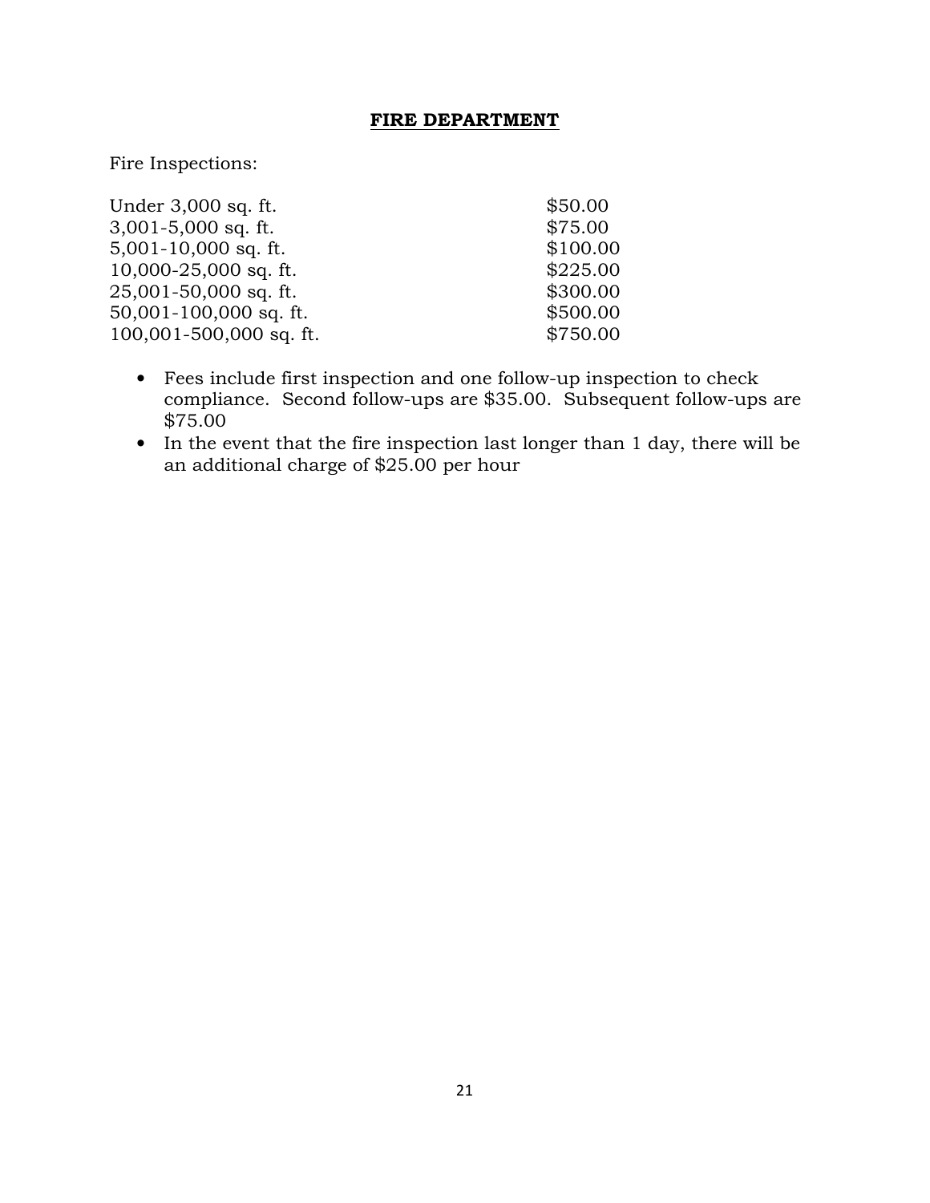## FIRE DEPARTMENT

Fire Inspections:

| | |
|---|---|
| Under 3,000 sq. ft. | $50.00 |
| 3,001-5,000 sq. ft. | $75.00 |
| 5,001-10,000 sq. ft. | $100.00 |
| 10,000-25,000 sq. ft. | $225.00 |
| 25,001-50,000 sq. ft. | $300.00 |
| 50,001-100,000 sq. ft. | $500.00 |
| 100,001-500,000 sq. ft. | $750.00 |

- Fees include first inspection and one follow-up inspection to check compliance. Second follow-ups are $35.00. Subsequent follow-ups are $75.00
- In the event that the fire inspection last longer than 1 day, there will be an additional charge of $25.00 per hour